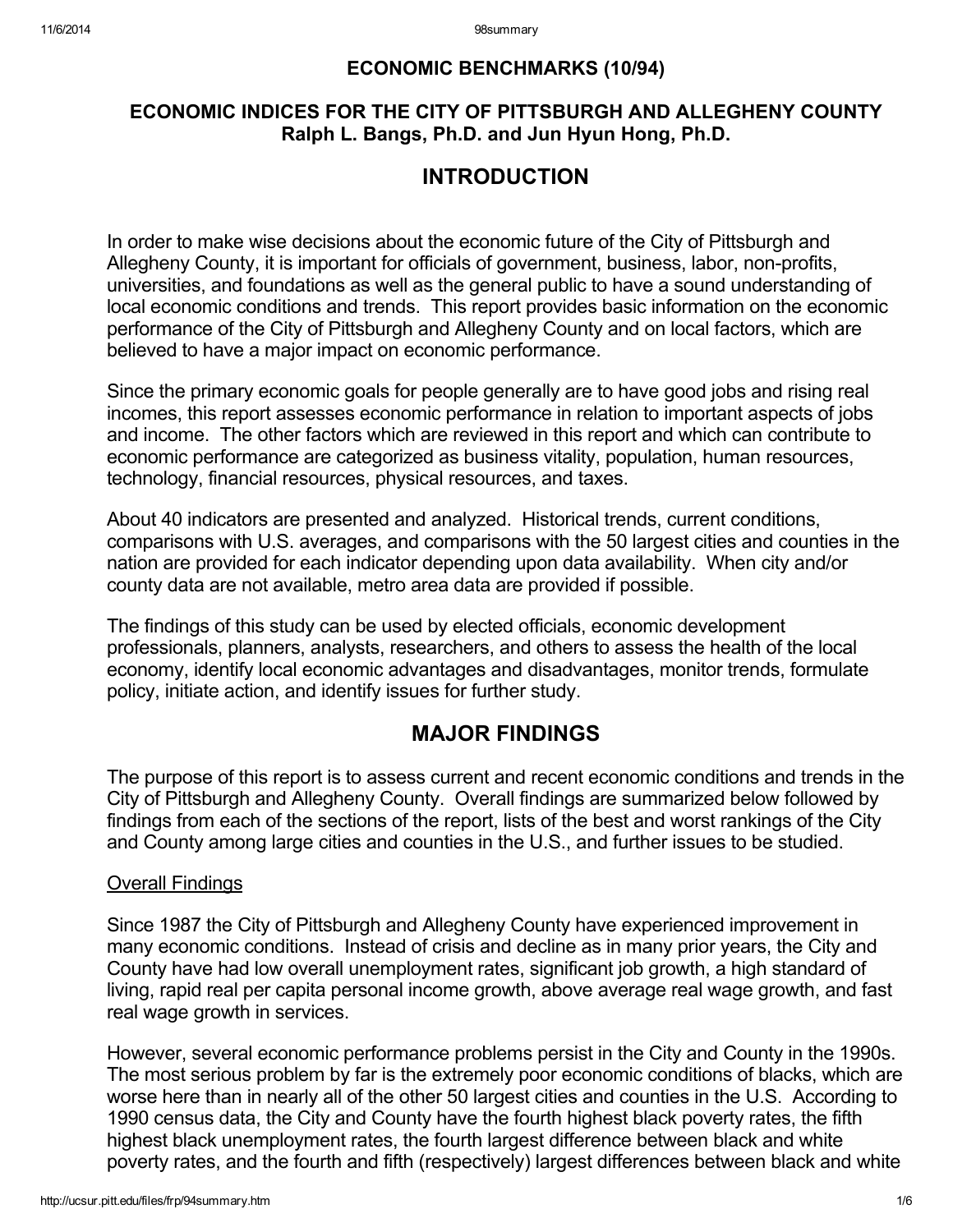## ECONOMIC BENCHMARKS (10/94)

### ECONOMIC INDICES FOR THE CITY OF PITTSBURGH AND ALLEGHENY COUNTY

**Ralph L. Bangs, Ph.D. and Jun Hyun Hong, Ph.D.**

# INTRODUCTION

In order to make wise decisions about the economic future of the City of Pittsburgh and Allegheny County, it is important for officials of government, business, labor, non-profits, universities, and foundations as well as the general public to have a sound understanding of local economic conditions and trends. This report provides basic information on the economic performance of the City of Pittsburgh and Allegheny County and on local factors, which are believed to have a major impact on economic performance.

Since the primary economic goals for people generally are to have good jobs and rising real incomes, this report assesses economic performance in relation to important aspects of jobs and income. The other factors which are reviewed in this report and which can contribute to economic performance are categorized as business vitality, population, human resources, technology, financial resources, physical resources, and taxes.

About 40 indicators are presented and analyzed. Historical trends, current conditions, comparisons with U.S. averages, and comparisons with the 50 largest cities and counties in the nation are provided for each indicator depending upon data availability. When city and/or county data are not available, metro area data are provided if possible.

The findings of this study can be used by elected officials, economic development professionals, planners, analysts, researchers, and others to assess the health of the local economy, identify local economic advantages and disadvantages, monitor trends, formulate policy, initiate action, and identify issues for further study.

# MAJOR FINDINGS

The purpose of this report is to assess current and recent economic conditions and trends in the City of Pittsburgh and Allegheny County. Overall findings are summarized below followed by findings from each of the sections of the report, lists of the best and worst rankings of the City and County among large cities and counties in the U.S., and further issues to be studied.

<u>Overall Findings</u>

Since 1987 the City of Pittsburgh and Allegheny County have experienced improvement in many economic conditions. Instead of crisis and decline as in many prior years, the City and County have had low overall unemployment rates, significant job growth, a high standard of living, rapid real per capita personal income growth, above average real wage growth, and fast real wage growth in services.

However, several economic performance problems persist in the City and County in the 1990s. The most serious problem by far is the extremely poor economic conditions of blacks, which are worse here than in nearly all of the other 50 largest cities and counties in the U.S. According to 1990 census data, the City and County have the fourth highest black poverty rates, the fifth highest black unemployment rates, the fourth largest difference between black and white poverty rates, and the fourth and fifth (respectively) largest differences between black and white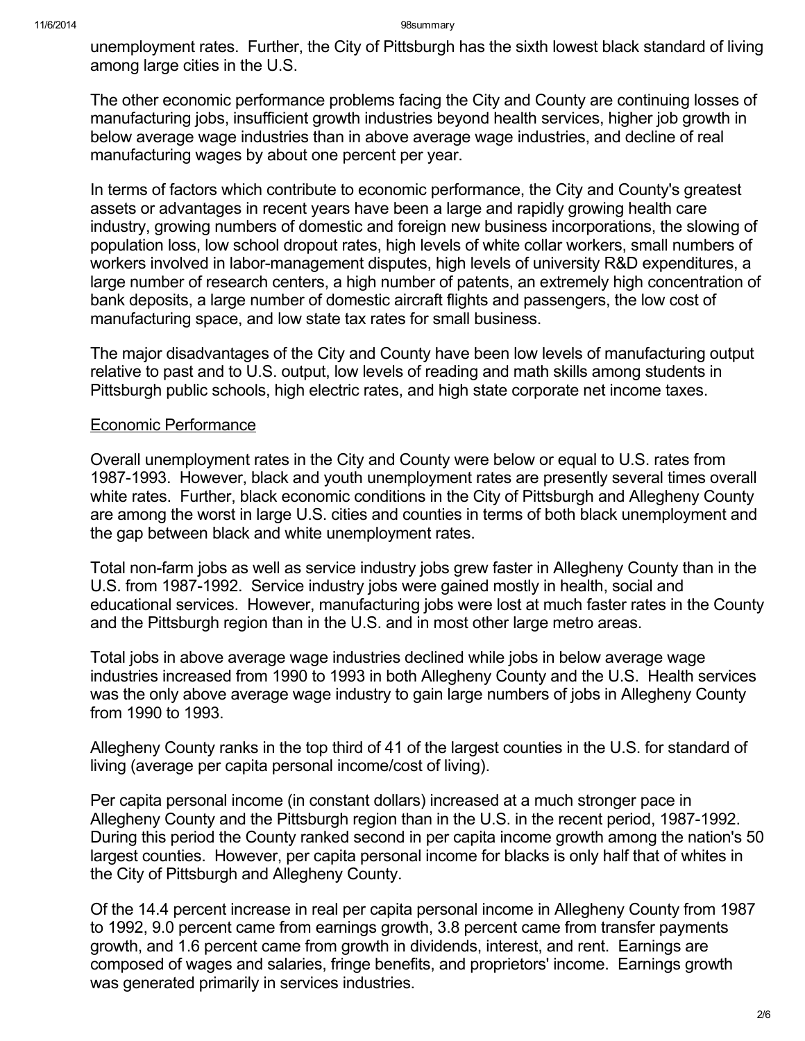unemployment rates. Further, the City of Pittsburgh has the sixth lowest black standard of living among large cities in the U.S.

The other economic performance problems facing the City and County are continuing losses of manufacturing jobs, insufficient growth industries beyond health services, higher job growth in below average wage industries than in above average wage industries, and decline of real manufacturing wages by about one percent per year.

In terms of factors which contribute to economic performance, the City and County's greatest assets or advantages in recent years have been a large and rapidly growing health care industry, growing numbers of domestic and foreign new business incorporations, the slowing of population loss, low school dropout rates, high levels of white collar workers, small numbers of workers involved in labor-management disputes, high levels of university R&D expenditures, a large number of research centers, a high number of patents, an extremely high concentration of bank deposits, a large number of domestic aircraft flights and passengers, the low cost of manufacturing space, and low state tax rates for small business.

The major disadvantages of the City and County have been low levels of manufacturing output relative to past and to U.S. output, low levels of reading and math skills among students in Pittsburgh public schools, high electric rates, and high state corporate net income taxes.

## Economic Performance

Overall unemployment rates in the City and County were below or equal to U.S. rates from 1987-1993. However, black and youth unemployment rates are presently several times overall white rates. Further, black economic conditions in the City of Pittsburgh and Allegheny County are among the worst in large U.S. cities and counties in terms of both black unemployment and the gap between black and white unemployment rates.

Total non-farm jobs as well as service industry jobs grew faster in Allegheny County than in the U.S. from 1987-1992. Service industry jobs were gained mostly in health, social and educational services. However, manufacturing jobs were lost at much faster rates in the County and the Pittsburgh region than in the U.S. and in most other large metro areas.

Total jobs in above average wage industries declined while jobs in below average wage industries increased from 1990 to 1993 in both Allegheny County and the U.S. Health services was the only above average wage industry to gain large numbers of jobs in Allegheny County from 1990 to 1993.

Allegheny County ranks in the top third of 41 of the largest counties in the U.S. for standard of living (average per capita personal income/cost of living).

Per capita personal income (in constant dollars) increased at a much stronger pace in Allegheny County and the Pittsburgh region than in the U.S. in the recent period, 1987-1992. During this period the County ranked second in per capita income growth among the nation's 50 largest counties. However, per capita personal income for blacks is only half that of whites in the City of Pittsburgh and Allegheny County.

Of the 14.4 percent increase in real per capita personal income in Allegheny County from 1987 to 1992, 9.0 percent came from earnings growth, 3.8 percent came from transfer payments growth, and 1.6 percent came from growth in dividends, interest, and rent. Earnings are composed of wages and salaries, fringe benefits, and proprietors' income. Earnings growth was generated primarily in services industries.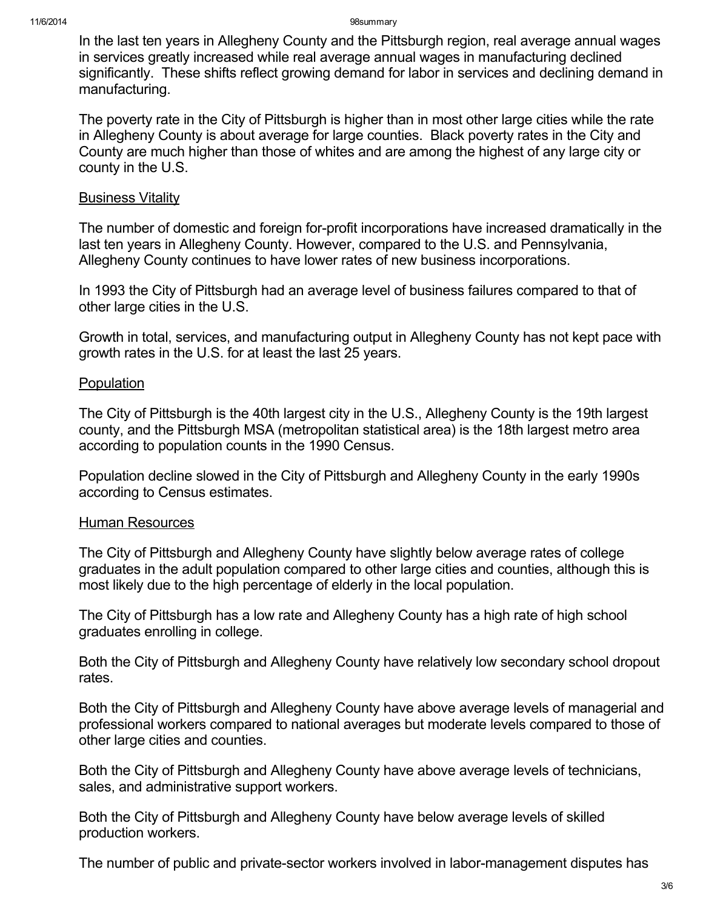In the last ten years in Allegheny County and the Pittsburgh region, real average annual wages in services greatly increased while real average annual wages in manufacturing declined significantly. These shifts reflect growing demand for labor in services and declining demand in manufacturing.

The poverty rate in the City of Pittsburgh is higher than in most other large cities while the rate in Allegheny County is about average for large counties. Black poverty rates in the City and County are much higher than those of whites and are among the highest of any large city or county in the U.S.

<u>Business Vitality</u>

The number of domestic and foreign for-profit incorporations have increased dramatically in the last ten years in Allegheny County. However, compared to the U.S. and Pennsylvania, Allegheny County continues to have lower rates of new business incorporations.

In 1993 the City of Pittsburgh had an average level of business failures compared to that of other large cities in the U.S.

Growth in total, services, and manufacturing output in Allegheny County has not kept pace with growth rates in the U.S. for at least the last 25 years.

<u>Population</u>

The City of Pittsburgh is the 40th largest city in the U.S., Allegheny County is the 19th largest county, and the Pittsburgh MSA (metropolitan statistical area) is the 18th largest metro area according to population counts in the 1990 Census.

Population decline slowed in the City of Pittsburgh and Allegheny County in the early 1990s according to Census estimates.

<u>Human Resources</u>

The City of Pittsburgh and Allegheny County have slightly below average rates of college graduates in the adult population compared to other large cities and counties, although this is most likely due to the high percentage of elderly in the local population.

The City of Pittsburgh has a low rate and Allegheny County has a high rate of high school graduates enrolling in college.

Both the City of Pittsburgh and Allegheny County have relatively low secondary school dropout rates.

Both the City of Pittsburgh and Allegheny County have above average levels of managerial and professional workers compared to national averages but moderate levels compared to those of other large cities and counties.

Both the City of Pittsburgh and Allegheny County have above average levels of technicians, sales, and administrative support workers.

Both the City of Pittsburgh and Allegheny County have below average levels of skilled production workers.

The number of public and private-sector workers involved in labor-management disputes has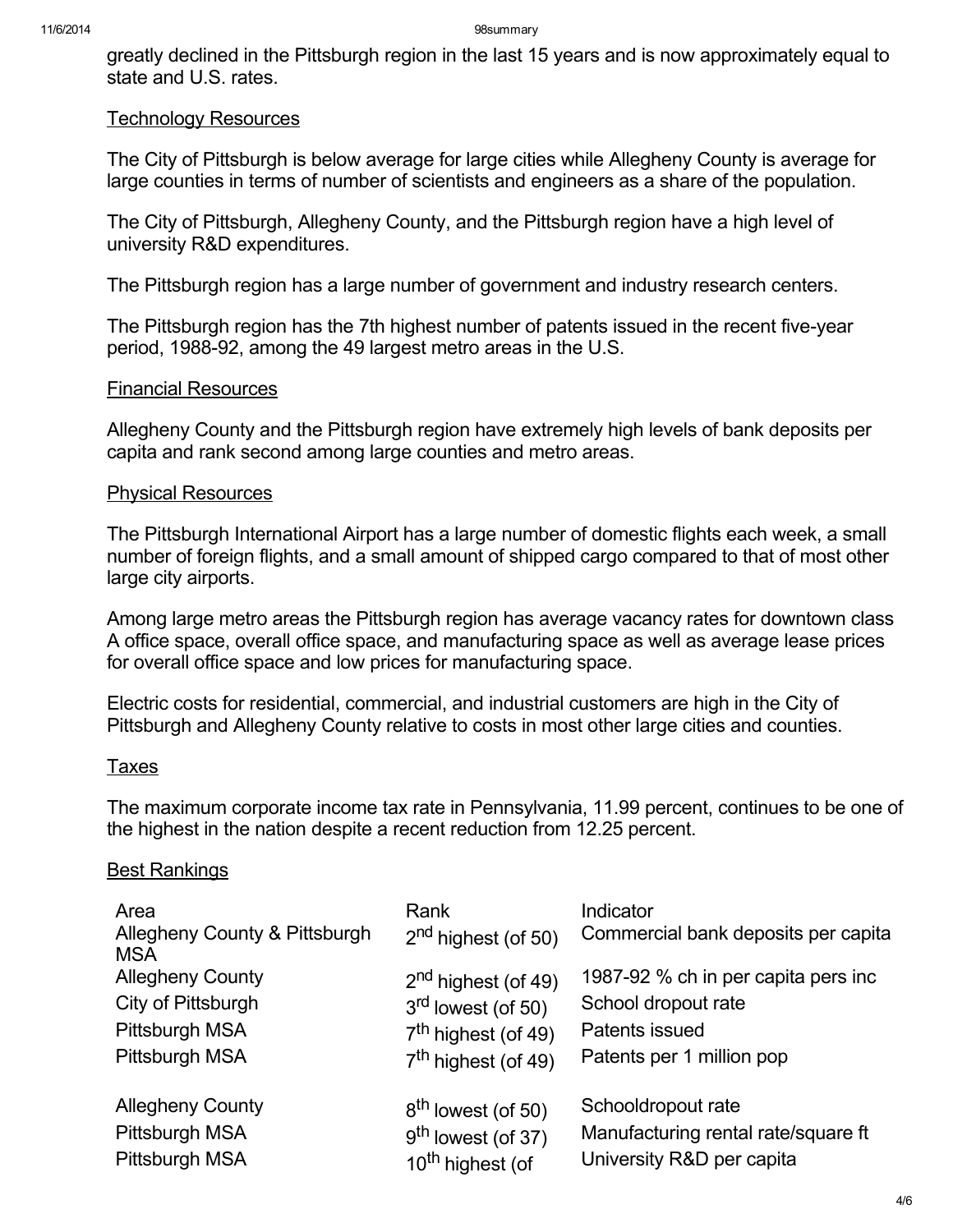greatly declined in the Pittsburgh region in the last 15 years and is now approximately equal to state and U.S. rates.

## Technology Resources

The City of Pittsburgh is below average for large cities while Allegheny County is average for large counties in terms of number of scientists and engineers as a share of the population.

The City of Pittsburgh, Allegheny County, and the Pittsburgh region have a high level of university R&D expenditures.

The Pittsburgh region has a large number of government and industry research centers.

The Pittsburgh region has the 7th highest number of patents issued in the recent five-year period, 1988-92, among the 49 largest metro areas in the U.S.

## Financial Resources

Allegheny County and the Pittsburgh region have extremely high levels of bank deposits per capita and rank second among large counties and metro areas.

## Physical Resources

The Pittsburgh International Airport has a large number of domestic flights each week, a small number of foreign flights, and a small amount of shipped cargo compared to that of most other large city airports.

Among large metro areas the Pittsburgh region has average vacancy rates for downtown class A office space, overall office space, and manufacturing space as well as average lease prices for overall office space and low prices for manufacturing space.

Electric costs for residential, commercial, and industrial customers are high in the City of Pittsburgh and Allegheny County relative to costs in most other large cities and counties.

## Taxes

The maximum corporate income tax rate in Pennsylvania, 11.99 percent, continues to be one of the highest in the nation despite a recent reduction from 12.25 percent.

## Best Rankings

| Area | Rank | Indicator |
|---|---|---|
| Allegheny County & Pittsburgh MSA | 2nd highest (of 50) | Commercial bank deposits per capita |
| Allegheny County | 2nd highest (of 49) | 1987-92 % ch in per capita pers inc |
| City of Pittsburgh | 3rd lowest (of 50) | School dropout rate |
| Pittsburgh MSA | 7th highest (of 49) | Patents issued |
| Pittsburgh MSA | 7th highest (of 49) | Patents per 1 million pop |
| Allegheny County | 8th lowest (of 50) | Schooldropout rate |
| Pittsburgh MSA | 9th lowest (of 37) | Manufacturing rental rate/square ft |
| Pittsburgh MSA | 10th highest (of | University R&D per capita |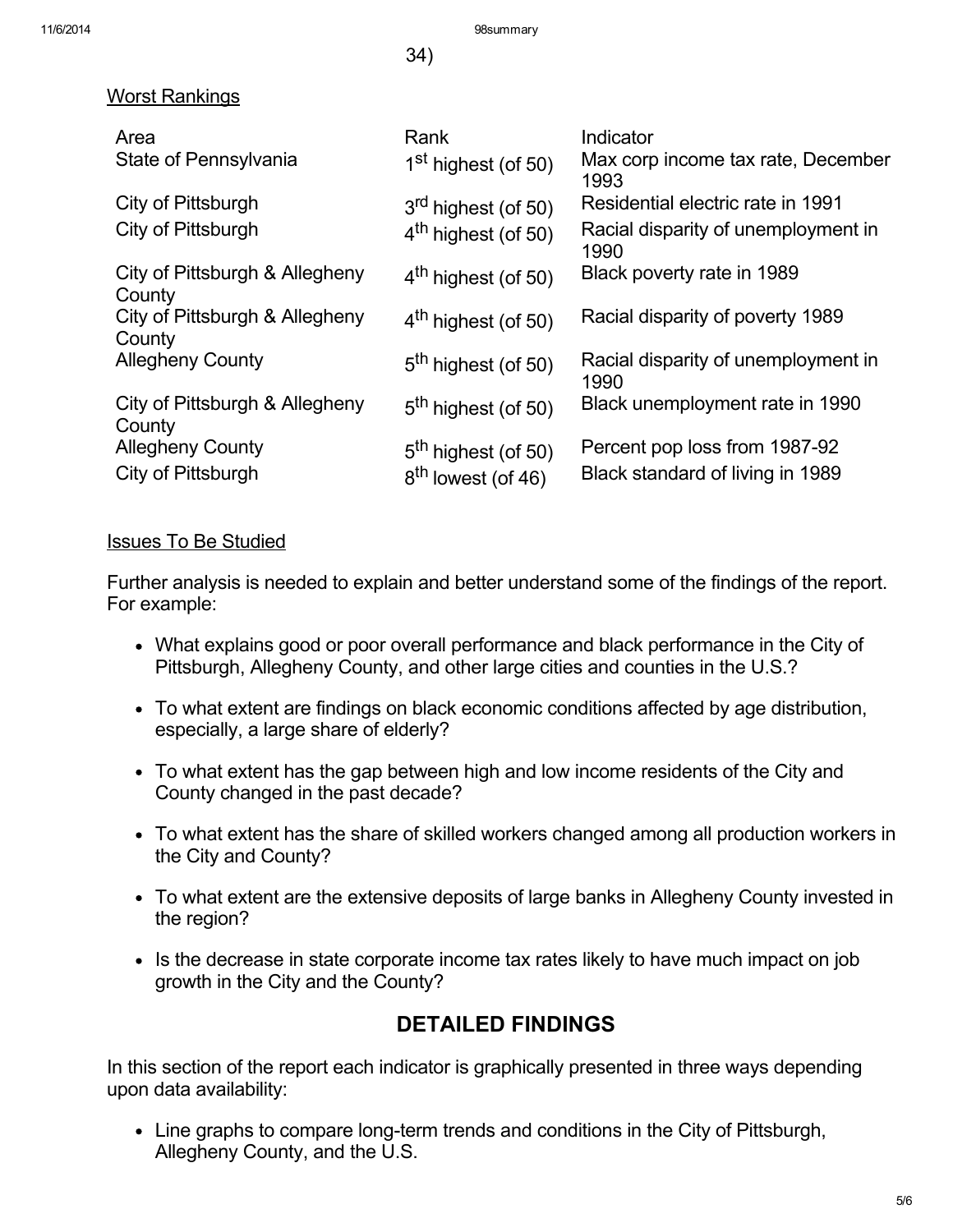34)

Worst Rankings

| Area | Rank | Indicator |
|---|---|---|
| State of Pennsylvania | 1st highest (of 50) | Max corp income tax rate, December 1993 |
| City of Pittsburgh | 3rd highest (of 50) | Residential electric rate in 1991 |
| City of Pittsburgh | 4th highest (of 50) | Racial disparity of unemployment in 1990 |
| City of Pittsburgh & Allegheny County | 4th highest (of 50) | Black poverty rate in 1989 |
| City of Pittsburgh & Allegheny County | 4th highest (of 50) | Racial disparity of poverty 1989 |
| Allegheny County | 5th highest (of 50) | Racial disparity of unemployment in 1990 |
| City of Pittsburgh & Allegheny County | 5th highest (of 50) | Black unemployment rate in 1990 |
| Allegheny County | 5th highest (of 50) | Percent pop loss from 1987-92 |
| City of Pittsburgh | 8th lowest (of 46) | Black standard of living in 1989 |

Issues To Be Studied

Further analysis is needed to explain and better understand some of the findings of the report. For example:

- What explains good or poor overall performance and black performance in the City of Pittsburgh, Allegheny County, and other large cities and counties in the U.S.?
- To what extent are findings on black economic conditions affected by age distribution, especially, a large share of elderly?
- To what extent has the gap between high and low income residents of the City and County changed in the past decade?
- To what extent has the share of skilled workers changed among all production workers in the City and County?
- To what extent are the extensive deposits of large banks in Allegheny County invested in the region?
- Is the decrease in state corporate income tax rates likely to have much impact on job growth in the City and the County?

## DETAILED FINDINGS

In this section of the report each indicator is graphically presented in three ways depending upon data availability:

- Line graphs to compare long-term trends and conditions in the City of Pittsburgh, Allegheny County, and the U.S.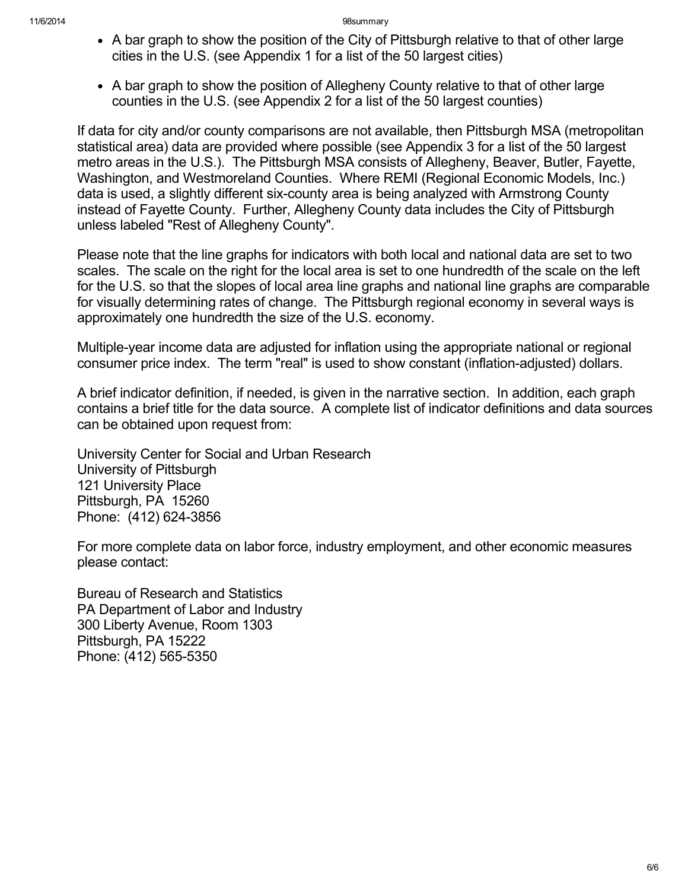- A bar graph to show the position of the City of Pittsburgh relative to that of other large cities in the U.S. (see Appendix 1 for a list of the 50 largest cities)
- A bar graph to show the position of Allegheny County relative to that of other large counties in the U.S. (see Appendix 2 for a list of the 50 largest counties)

If data for city and/or county comparisons are not available, then Pittsburgh MSA (metropolitan statistical area) data are provided where possible (see Appendix 3 for a list of the 50 largest metro areas in the U.S.). The Pittsburgh MSA consists of Allegheny, Beaver, Butler, Fayette, Washington, and Westmoreland Counties. Where REMI (Regional Economic Models, Inc.) data is used, a slightly different six-county area is being analyzed with Armstrong County instead of Fayette County. Further, Allegheny County data includes the City of Pittsburgh unless labeled "Rest of Allegheny County".

Please note that the line graphs for indicators with both local and national data are set to two scales. The scale on the right for the local area is set to one hundredth of the scale on the left for the U.S. so that the slopes of local area line graphs and national line graphs are comparable for visually determining rates of change. The Pittsburgh regional economy in several ways is approximately one hundredth the size of the U.S. economy.

Multiple-year income data are adjusted for inflation using the appropriate national or regional consumer price index. The term "real" is used to show constant (inflation-adjusted) dollars.

A brief indicator definition, if needed, is given in the narrative section. In addition, each graph contains a brief title for the data source. A complete list of indicator definitions and data sources can be obtained upon request from:

University Center for Social and Urban Research  
University of Pittsburgh  
121 University Place  
Pittsburgh, PA 15260  
Phone: (412) 624-3856

For more complete data on labor force, industry employment, and other economic measures please contact:

Bureau of Research and Statistics  
PA Department of Labor and Industry  
300 Liberty Avenue, Room 1303  
Pittsburgh, PA 15222  
Phone: (412) 565-5350